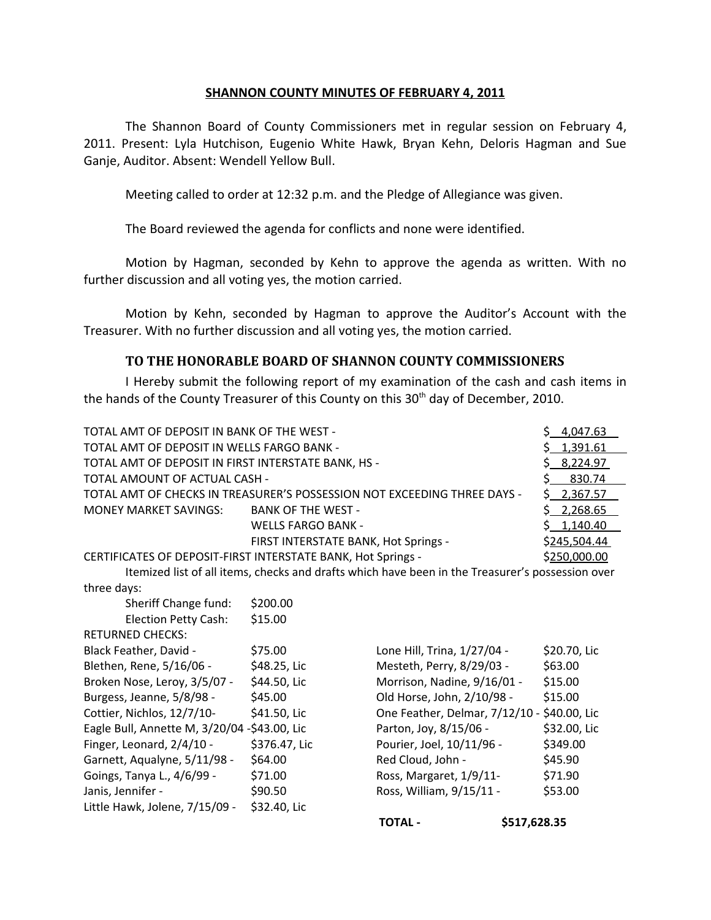## SHANNON COUNTY MINUTES OF FEBRUARY 4, 2011

The Shannon Board of County Commissioners met in regular session on February 4, 2011. Present: Lyla Hutchison, Eugenio White Hawk, Bryan Kehn, Deloris Hagman and Sue Ganje, Auditor. Absent: Wendell Yellow Bull.

Meeting called to order at 12:32 p.m. and the Pledge of Allegiance was given.

The Board reviewed the agenda for conflicts and none were identified.

Motion by Hagman, seconded by Kehn to approve the agenda as written. With no further discussion and all voting yes, the motion carried.

Motion by Kehn, seconded by Hagman to approve the Auditor's Account with the Treasurer. With no further discussion and all voting yes, the motion carried.

### TO THE HONORABLE BOARD OF SHANNON COUNTY COMMISSIONERS

I Hereby submit the following report of my examination of the cash and cash items in the hands of the County Treasurer of this County on this 30th day of December, 2010.

| | | |
|---|---|---|
| TOTAL AMT OF DEPOSIT IN BANK OF THE WEST - | | $ 4,047.63 |
| TOTAL AMT OF DEPOSIT IN WELLS FARGO BANK - | | $ 1,391.61 |
| TOTAL AMT OF DEPOSIT IN FIRST INTERSTATE BANK, HS - | | $ 8,224.97 |
| TOTAL AMOUNT OF ACTUAL CASH - | | $ 830.74 |
| TOTAL AMT OF CHECKS IN TREASURER'S POSSESSION NOT EXCEEDING THREE DAYS - | | $ 2,367.57 |
| MONEY MARKET SAVINGS: | BANK OF THE WEST - | $ 2,268.65 |
| | WELLS FARGO BANK - | $ 1,140.40 |
| | FIRST INTERSTATE BANK, Hot Springs - | $245,504.44 |
| CERTIFICATES OF DEPOSIT-FIRST INTERSTATE BANK, Hot Springs - | | $250,000.00 |

Itemized list of all items, checks and drafts which have been in the Treasurer's possession over three days:

| | |
|---|---|
| Sheriff Change fund: | $200.00 |
| Election Petty Cash: | $15.00 |

RETURNED CHECKS:

| | | | |
|---|---|---|---|
| Black Feather, David - | $75.00 | Lone Hill, Trina, 1/27/04 - | $20.70, Lic |
| Blethen, Rene, 5/16/06 - | $48.25, Lic | Mesteth, Perry, 8/29/03 - | $63.00 |
| Broken Nose, Leroy, 3/5/07 - | $44.50, Lic | Morrison, Nadine, 9/16/01 - | $15.00 |
| Burgess, Jeanne, 5/8/98 - | $45.00 | Old Horse, John, 2/10/98 - | $15.00 |
| Cottier, Nichlos, 12/7/10- | $41.50, Lic | One Feather, Delmar, 7/12/10 - | $40.00, Lic |
| Eagle Bull, Annette M, 3/20/04 - | $43.00, Lic | Parton, Joy, 8/15/06 - | $32.00, Lic |
| Finger, Leonard, 2/4/10 - | $376.47, Lic | Pourier, Joel, 10/11/96 - | $349.00 |
| Garnett, Aqualyne, 5/11/98 - | $64.00 | Red Cloud, John - | $45.90 |
| Goings, Tanya L., 4/6/99 - | $71.00 | Ross, Margaret, 1/9/11- | $71.90 |
| Janis, Jennifer - | $90.50 | Ross, William, 9/15/11 - | $53.00 |
| Little Hawk, Jolene, 7/15/09 - | $32.40, Lic | | |
| | | **TOTAL -** | **$517,628.35** |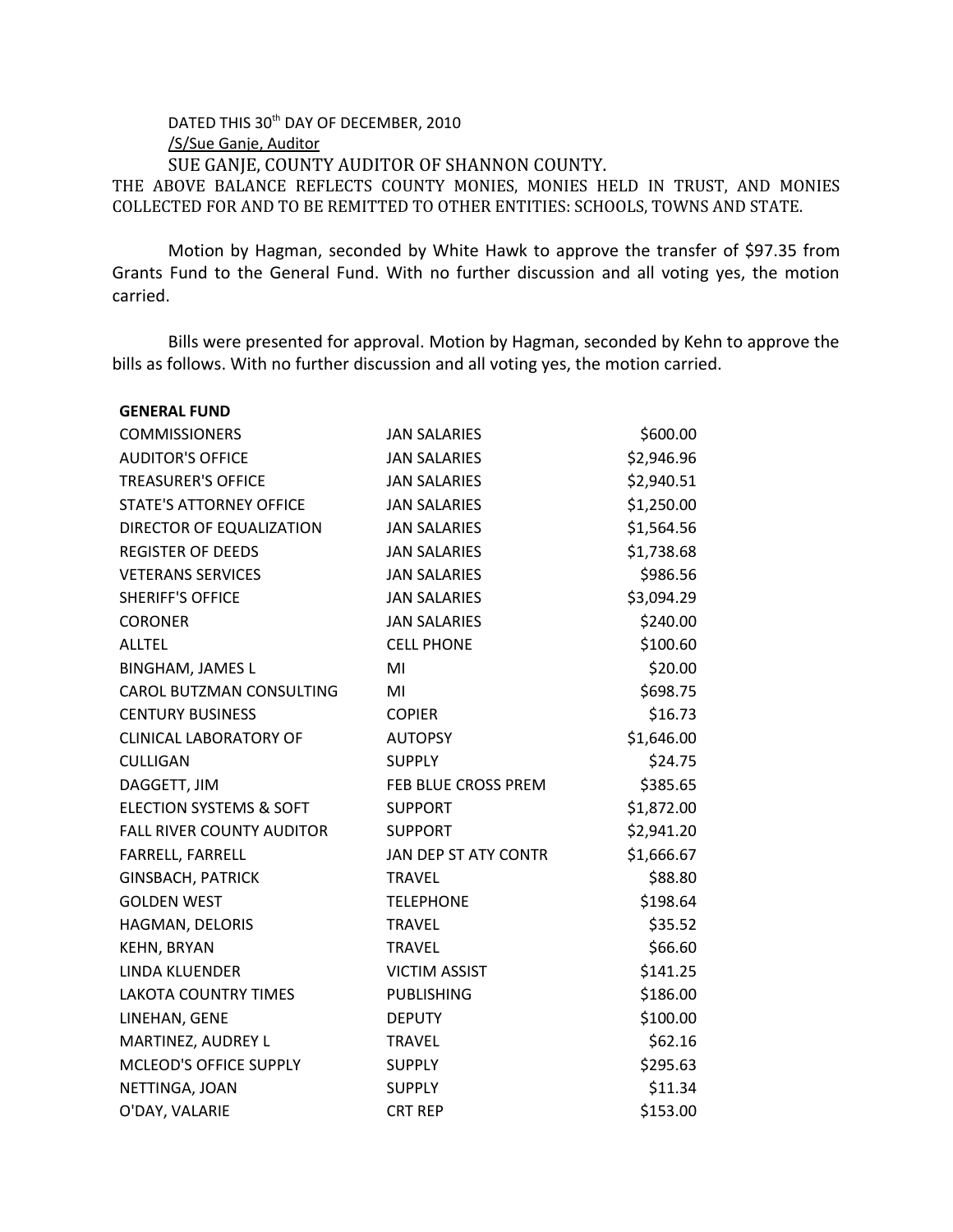DATED THIS 30th DAY OF DECEMBER, 2010

/S/Sue Ganje, Auditor

SUE GANJE, COUNTY AUDITOR OF SHANNON COUNTY.

THE ABOVE BALANCE REFLECTS COUNTY MONIES, MONIES HELD IN TRUST, AND MONIES COLLECTED FOR AND TO BE REMITTED TO OTHER ENTITIES: SCHOOLS, TOWNS AND STATE.

Motion by Hagman, seconded by White Hawk to approve the transfer of $97.35 from Grants Fund to the General Fund. With no further discussion and all voting yes, the motion carried.

Bills were presented for approval. Motion by Hagman, seconded by Kehn to approve the bills as follows. With no further discussion and all voting yes, the motion carried.

| **GENERAL FUND** | | |
|---|---|---|
| COMMISSIONERS | JAN SALARIES | $600.00 |
| AUDITOR'S OFFICE | JAN SALARIES | $2,946.96 |
| TREASURER'S OFFICE | JAN SALARIES | $2,940.51 |
| STATE'S ATTORNEY OFFICE | JAN SALARIES | $1,250.00 |
| DIRECTOR OF EQUALIZATION | JAN SALARIES | $1,564.56 |
| REGISTER OF DEEDS | JAN SALARIES | $1,738.68 |
| VETERANS SERVICES | JAN SALARIES | $986.56 |
| SHERIFF'S OFFICE | JAN SALARIES | $3,094.29 |
| CORONER | JAN SALARIES | $240.00 |
| ALLTEL | CELL PHONE | $100.60 |
| BINGHAM, JAMES L | MI | $20.00 |
| CAROL BUTZMAN CONSULTING | MI | $698.75 |
| CENTURY BUSINESS | COPIER | $16.73 |
| CLINICAL LABORATORY OF | AUTOPSY | $1,646.00 |
| CULLIGAN | SUPPLY | $24.75 |
| DAGGETT, JIM | FEB BLUE CROSS PREM | $385.65 |
| ELECTION SYSTEMS & SOFT | SUPPORT | $1,872.00 |
| FALL RIVER COUNTY AUDITOR | SUPPORT | $2,941.20 |
| FARRELL, FARRELL | JAN DEP ST ATY CONTR | $1,666.67 |
| GINSBACH, PATRICK | TRAVEL | $88.80 |
| GOLDEN WEST | TELEPHONE | $198.64 |
| HAGMAN, DELORIS | TRAVEL | $35.52 |
| KEHN, BRYAN | TRAVEL | $66.60 |
| LINDA KLUENDER | VICTIM ASSIST | $141.25 |
| LAKOTA COUNTRY TIMES | PUBLISHING | $186.00 |
| LINEHAN, GENE | DEPUTY | $100.00 |
| MARTINEZ, AUDREY L | TRAVEL | $62.16 |
| MCLEOD'S OFFICE SUPPLY | SUPPLY | $295.63 |
| NETTINGA, JOAN | SUPPLY | $11.34 |
| O'DAY, VALARIE | CRT REP | $153.00 |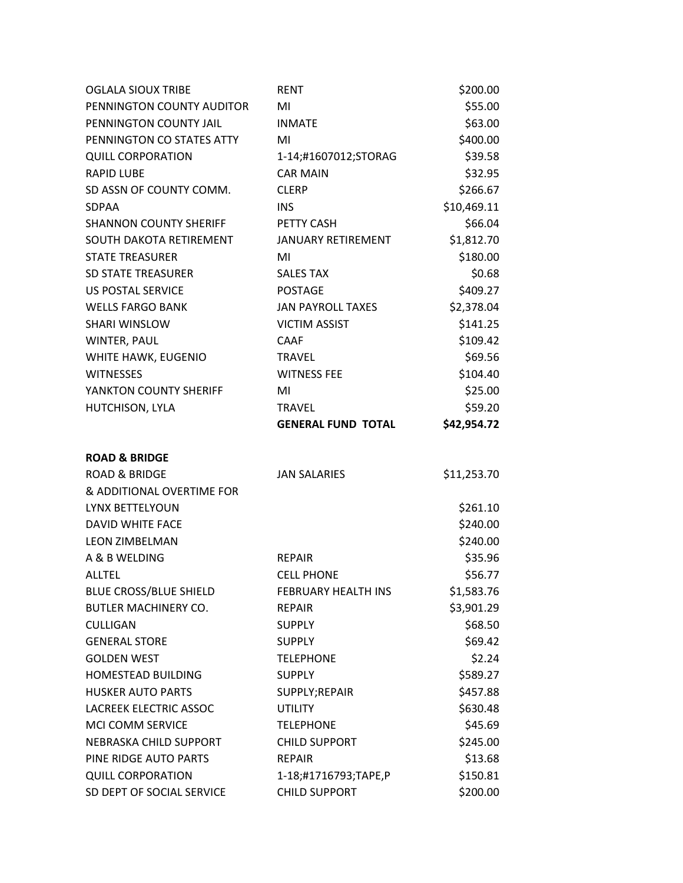| | | |
|---|---|---|
| OGLALA SIOUX TRIBE | RENT | $200.00 |
| PENNINGTON COUNTY AUDITOR | MI | $55.00 |
| PENNINGTON COUNTY JAIL | INMATE | $63.00 |
| PENNINGTON CO STATES ATTY | MI | $400.00 |
| QUILL CORPORATION | 1-14;#1607012;STORAG | $39.58 |
| RAPID LUBE | CAR MAIN | $32.95 |
| SD ASSN OF COUNTY COMM. | CLERP | $266.67 |
| SDPAA | INS | $10,469.11 |
| SHANNON COUNTY SHERIFF | PETTY CASH | $66.04 |
| SOUTH DAKOTA RETIREMENT | JANUARY RETIREMENT | $1,812.70 |
| STATE TREASURER | MI | $180.00 |
| SD STATE TREASURER | SALES TAX | $0.68 |
| US POSTAL SERVICE | POSTAGE | $409.27 |
| WELLS FARGO BANK | JAN PAYROLL TAXES | $2,378.04 |
| SHARI WINSLOW | VICTIM ASSIST | $141.25 |
| WINTER, PAUL | CAAF | $109.42 |
| WHITE HAWK, EUGENIO | TRAVEL | $69.56 |
| WITNESSES | WITNESS FEE | $104.40 |
| YANKTON COUNTY SHERIFF | MI | $25.00 |
| HUTCHISON, LYLA | TRAVEL | $59.20 |
| | **GENERAL FUND TOTAL** | **$42,954.72** |

**ROAD & BRIDGE**

| | | |
|---|---|---|
| ROAD & BRIDGE | JAN SALARIES | $11,253.70 |
| & ADDITIONAL OVERTIME FOR | | |
| LYNX BETTELYOUN | | $261.10 |
| DAVID WHITE FACE | | $240.00 |
| LEON ZIMBELMAN | | $240.00 |
| A & B WELDING | REPAIR | $35.96 |
| ALLTEL | CELL PHONE | $56.77 |
| BLUE CROSS/BLUE SHIELD | FEBRUARY HEALTH INS | $1,583.76 |
| BUTLER MACHINERY CO. | REPAIR | $3,901.29 |
| CULLIGAN | SUPPLY | $68.50 |
| GENERAL STORE | SUPPLY | $69.42 |
| GOLDEN WEST | TELEPHONE | $2.24 |
| HOMESTEAD BUILDING | SUPPLY | $589.27 |
| HUSKER AUTO PARTS | SUPPLY;REPAIR | $457.88 |
| LACREEK ELECTRIC ASSOC | UTILITY | $630.48 |
| MCI COMM SERVICE | TELEPHONE | $45.69 |
| NEBRASKA CHILD SUPPORT | CHILD SUPPORT | $245.00 |
| PINE RIDGE AUTO PARTS | REPAIR | $13.68 |
| QUILL CORPORATION | 1-18;#1716793;TAPE,P | $150.81 |
| SD DEPT OF SOCIAL SERVICE | CHILD SUPPORT | $200.00 |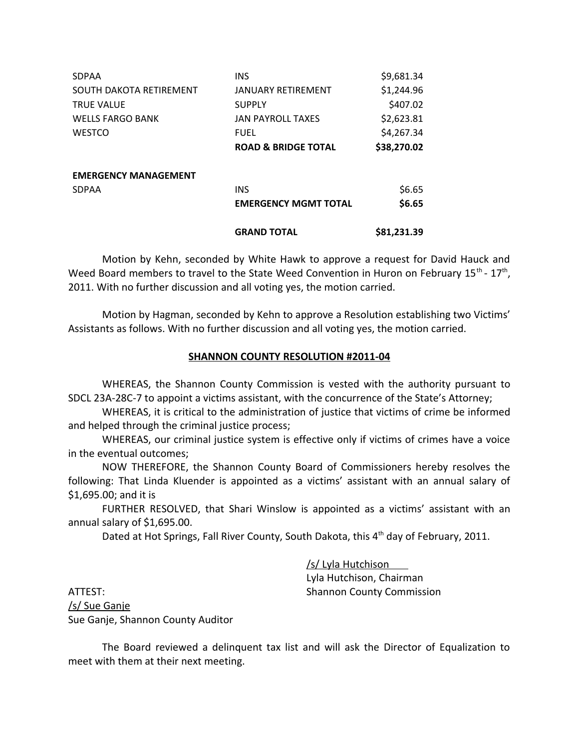| | | |
|---|---|---|
| SDPAA | INS | $9,681.34 |
| SOUTH DAKOTA RETIREMENT | JANUARY RETIREMENT | $1,244.96 |
| TRUE VALUE | SUPPLY | $407.02 |
| WELLS FARGO BANK | JAN PAYROLL TAXES | $2,623.81 |
| WESTCO | FUEL | $4,267.34 |
| | **ROAD & BRIDGE TOTAL** | **$38,270.02** |
| | | |
| **EMERGENCY MANAGEMENT** | | |
| SDPAA | INS | $6.65 |
| | **EMERGENCY MGMT TOTAL** | **$6.65** |
| | | |
| | **GRAND TOTAL** | **$81,231.39** |

Motion by Kehn, seconded by White Hawk to approve a request for David Hauck and Weed Board members to travel to the State Weed Convention in Huron on February 15th - 17th, 2011. With no further discussion and all voting yes, the motion carried.

Motion by Hagman, seconded by Kehn to approve a Resolution establishing two Victims' Assistants as follows. With no further discussion and all voting yes, the motion carried.

**SHANNON COUNTY RESOLUTION #2011-04**

WHEREAS, the Shannon County Commission is vested with the authority pursuant to SDCL 23A-28C-7 to appoint a victims assistant, with the concurrence of the State's Attorney;

WHEREAS, it is critical to the administration of justice that victims of crime be informed and helped through the criminal justice process;

WHEREAS, our criminal justice system is effective only if victims of crimes have a voice in the eventual outcomes;

NOW THEREFORE, the Shannon County Board of Commissioners hereby resolves the following: That Linda Kluender is appointed as a victims' assistant with an annual salary of $1,695.00; and it is

FURTHER RESOLVED, that Shari Winslow is appointed as a victims' assistant with an annual salary of $1,695.00.

Dated at Hot Springs, Fall River County, South Dakota, this 4th day of February, 2011.

/s/ Lyla Hutchison
Lyla Hutchison, Chairman
Shannon County Commission

ATTEST:
/s/ Sue Ganje
Sue Ganje, Shannon County Auditor

The Board reviewed a delinquent tax list and will ask the Director of Equalization to meet with them at their next meeting.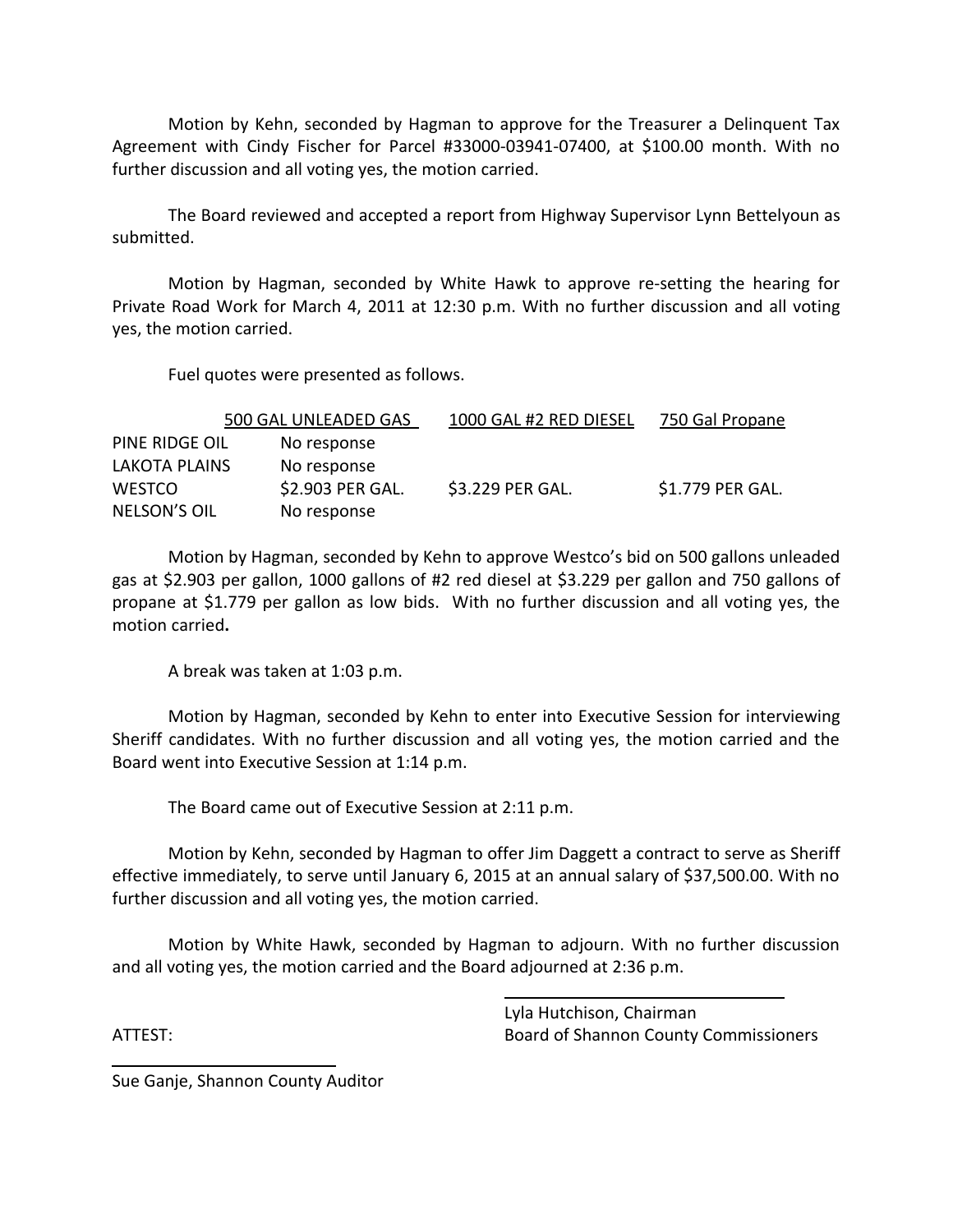Motion by Kehn, seconded by Hagman to approve for the Treasurer a Delinquent Tax Agreement with Cindy Fischer for Parcel #33000-03941-07400, at $100.00 month. With no further discussion and all voting yes, the motion carried.

The Board reviewed and accepted a report from Highway Supervisor Lynn Bettelyoun as submitted.

Motion by Hagman, seconded by White Hawk to approve re-setting the hearing for Private Road Work for March 4, 2011 at 12:30 p.m. With no further discussion and all voting yes, the motion carried.

Fuel quotes were presented as follows.

| | 500 GAL UNLEADED GAS | 1000 GAL #2 RED DIESEL | 750 Gal Propane |
|---|---|---|---|
| PINE RIDGE OIL | No response | | |
| LAKOTA PLAINS | No response | | |
| WESTCO | $2.903 PER GAL. | $3.229 PER GAL. | $1.779 PER GAL. |
| NELSON'S OIL | No response | | |

Motion by Hagman, seconded by Kehn to approve Westco's bid on 500 gallons unleaded gas at $2.903 per gallon, 1000 gallons of #2 red diesel at $3.229 per gallon and 750 gallons of propane at $1.779 per gallon as low bids. With no further discussion and all voting yes, the motion carried**.**

A break was taken at 1:03 p.m.

Motion by Hagman, seconded by Kehn to enter into Executive Session for interviewing Sheriff candidates. With no further discussion and all voting yes, the motion carried and the Board went into Executive Session at 1:14 p.m.

The Board came out of Executive Session at 2:11 p.m.

Motion by Kehn, seconded by Hagman to offer Jim Daggett a contract to serve as Sheriff effective immediately, to serve until January 6, 2015 at an annual salary of $37,500.00. With no further discussion and all voting yes, the motion carried.

Motion by White Hawk, seconded by Hagman to adjourn. With no further discussion and all voting yes, the motion carried and the Board adjourned at 2:36 p.m.

Lyla Hutchison, Chairman
Board of Shannon County Commissioners

ATTEST:

Sue Ganje, Shannon County Auditor